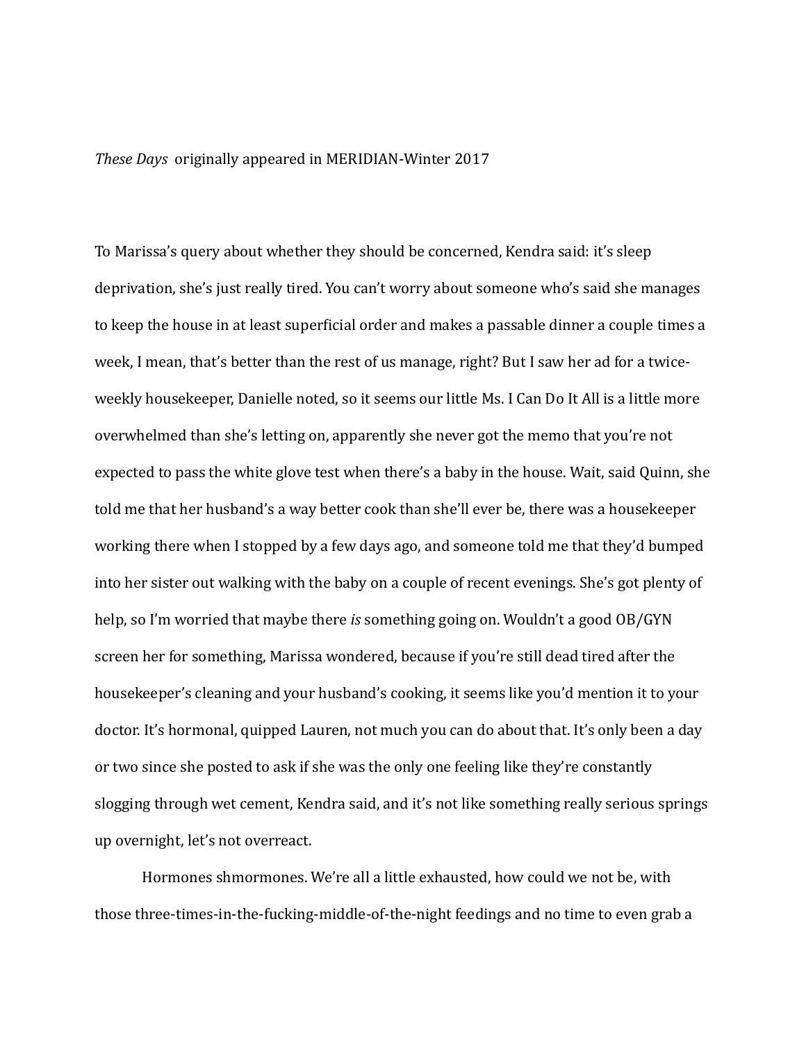*These Days* originally appeared in MERIDIAN-Winter 2017

To Marissa's query about whether they should be concerned, Kendra said: it's sleep deprivation, she's just really tired. You can't worry about someone who's said she manages to keep the house in at least superficial order and makes a passable dinner a couple times a week, I mean, that's better than the rest of us manage, right? But I saw her ad for a twice-weekly housekeeper, Danielle noted, so it seems our little Ms. I Can Do It All is a little more overwhelmed than she's letting on, apparently she never got the memo that you're not expected to pass the white glove test when there's a baby in the house. Wait, said Quinn, she told me that her husband's a way better cook than she'll ever be, there was a housekeeper working there when I stopped by a few days ago, and someone told me that they'd bumped into her sister out walking with the baby on a couple of recent evenings. She's got plenty of help, so I'm worried that maybe there *is* something going on. Wouldn't a good OB/GYN screen her for something, Marissa wondered, because if you're still dead tired after the housekeeper's cleaning and your husband's cooking, it seems like you'd mention it to your doctor. It's hormonal, quipped Lauren, not much you can do about that. It's only been a day or two since she posted to ask if she was the only one feeling like they're constantly slogging through wet cement, Kendra said, and it's not like something really serious springs up overnight, let's not overreact.

Hormones shmormones. We're all a little exhausted, how could we not be, with those three-times-in-the-fucking-middle-of-the-night feedings and no time to even grab a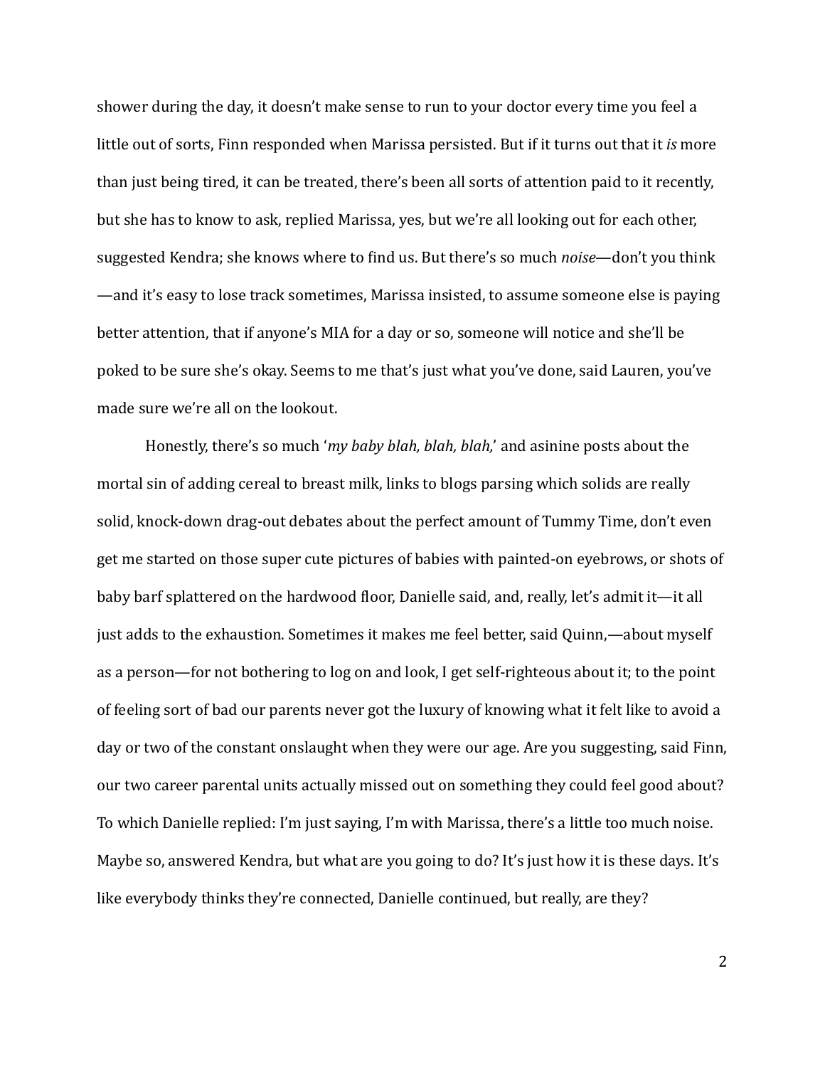shower during the day, it doesn't make sense to run to your doctor every time you feel a little out of sorts, Finn responded when Marissa persisted. But if it turns out that it *is* more than just being tired, it can be treated, there's been all sorts of attention paid to it recently, but she has to know to ask, replied Marissa, yes, but we're all looking out for each other, suggested Kendra; she knows where to find us. But there's so much *noise*—don't you think—and it's easy to lose track sometimes, Marissa insisted, to assume someone else is paying better attention, that if anyone's MIA for a day or so, someone will notice and she'll be poked to be sure she's okay. Seems to me that's just what you've done, said Lauren, you've made sure we're all on the lookout.

Honestly, there's so much '*my baby blah, blah, blah,*' and asinine posts about the mortal sin of adding cereal to breast milk, links to blogs parsing which solids are really solid, knock-down drag-out debates about the perfect amount of Tummy Time, don't even get me started on those super cute pictures of babies with painted-on eyebrows, or shots of baby barf splattered on the hardwood floor, Danielle said, and, really, let's admit it—it all just adds to the exhaustion. Sometimes it makes me feel better, said Quinn,—about myself as a person—for not bothering to log on and look, I get self-righteous about it; to the point of feeling sort of bad our parents never got the luxury of knowing what it felt like to avoid a day or two of the constant onslaught when they were our age. Are you suggesting, said Finn, our two career parental units actually missed out on something they could feel good about? To which Danielle replied: I'm just saying, I'm with Marissa, there's a little too much noise. Maybe so, answered Kendra, but what are you going to do? It's just how it is these days. It's like everybody thinks they're connected, Danielle continued, but really, are they?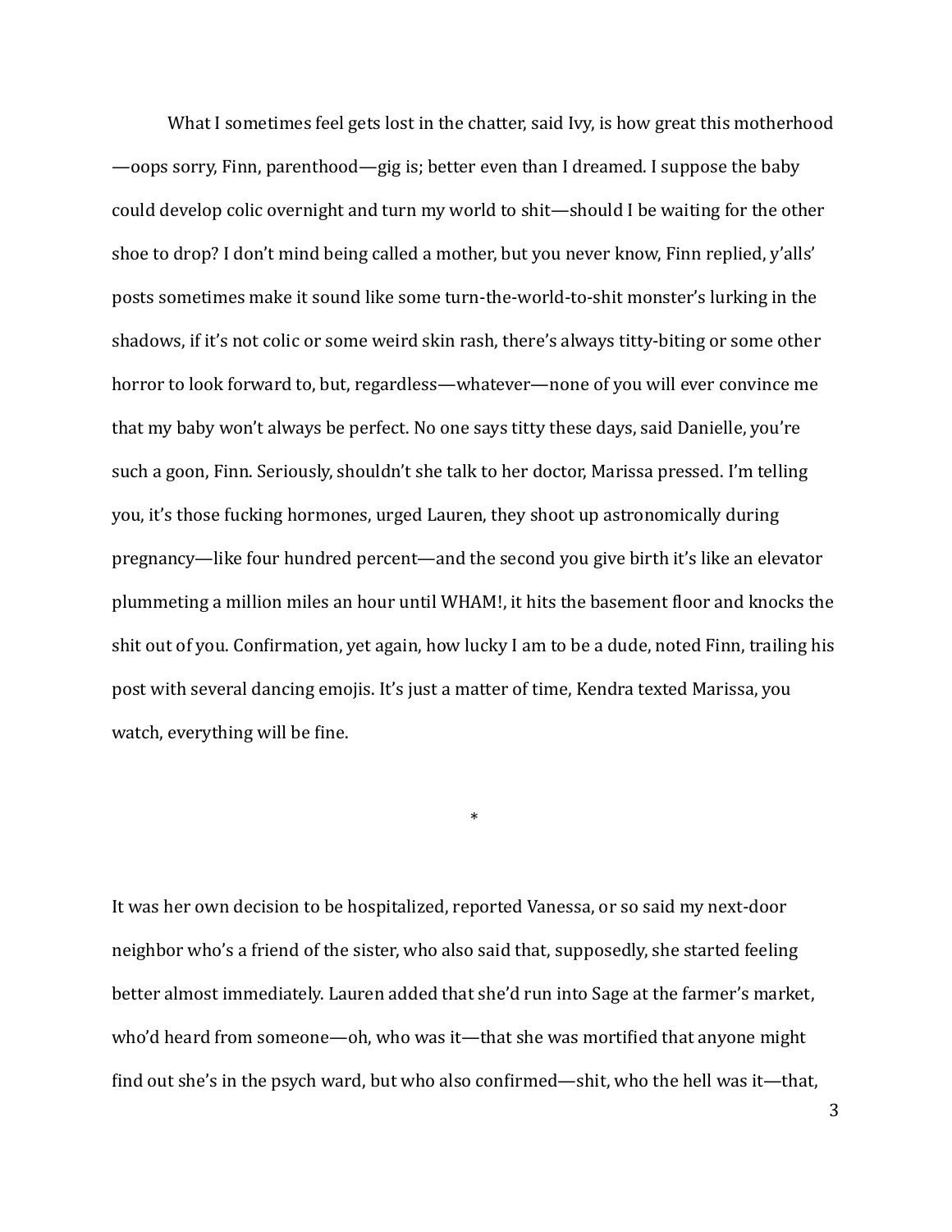What I sometimes feel gets lost in the chatter, said Ivy, is how great this motherhood—oops sorry, Finn, parenthood—gig is; better even than I dreamed. I suppose the baby could develop colic overnight and turn my world to shit—should I be waiting for the other shoe to drop? I don't mind being called a mother, but you never know, Finn replied, y'alls' posts sometimes make it sound like some turn-the-world-to-shit monster's lurking in the shadows, if it's not colic or some weird skin rash, there's always titty-biting or some other horror to look forward to, but, regardless—whatever—none of you will ever convince me that my baby won't always be perfect. No one says titty these days, said Danielle, you're such a goon, Finn. Seriously, shouldn't she talk to her doctor, Marissa pressed. I'm telling you, it's those fucking hormones, urged Lauren, they shoot up astronomically during pregnancy—like four hundred percent—and the second you give birth it's like an elevator plummeting a million miles an hour until WHAM!, it hits the basement floor and knocks the shit out of you. Confirmation, yet again, how lucky I am to be a dude, noted Finn, trailing his post with several dancing emojis. It's just a matter of time, Kendra texted Marissa, you watch, everything will be fine.

*

It was her own decision to be hospitalized, reported Vanessa, or so said my next-door neighbor who's a friend of the sister, who also said that, supposedly, she started feeling better almost immediately. Lauren added that she'd run into Sage at the farmer's market, who'd heard from someone—oh, who was it—that she was mortified that anyone might find out she's in the psych ward, but who also confirmed—shit, who the hell was it—that,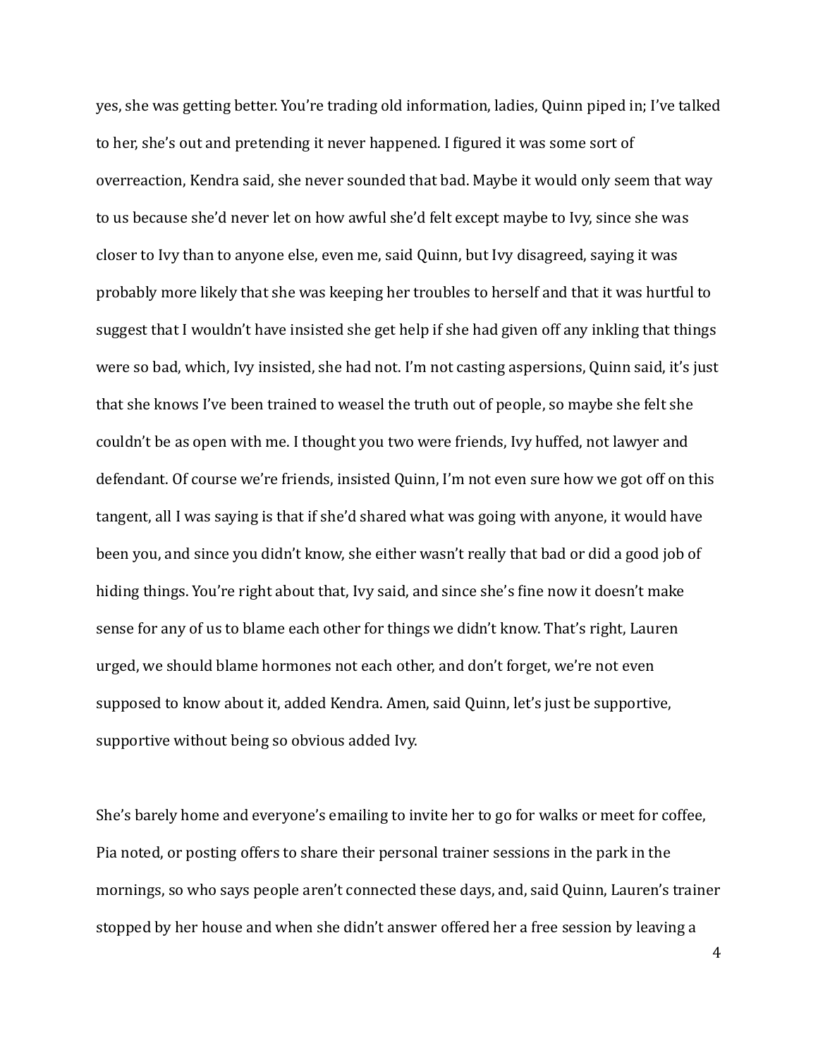yes, she was getting better. You're trading old information, ladies, Quinn piped in; I've talked to her, she's out and pretending it never happened. I figured it was some sort of overreaction, Kendra said, she never sounded that bad. Maybe it would only seem that way to us because she'd never let on how awful she'd felt except maybe to Ivy, since she was closer to Ivy than to anyone else, even me, said Quinn, but Ivy disagreed, saying it was probably more likely that she was keeping her troubles to herself and that it was hurtful to suggest that I wouldn't have insisted she get help if she had given off any inkling that things were so bad, which, Ivy insisted, she had not. I'm not casting aspersions, Quinn said, it's just that she knows I've been trained to weasel the truth out of people, so maybe she felt she couldn't be as open with me. I thought you two were friends, Ivy huffed, not lawyer and defendant. Of course we're friends, insisted Quinn, I'm not even sure how we got off on this tangent, all I was saying is that if she'd shared what was going with anyone, it would have been you, and since you didn't know, she either wasn't really that bad or did a good job of hiding things. You're right about that, Ivy said, and since she's fine now it doesn't make sense for any of us to blame each other for things we didn't know. That's right, Lauren urged, we should blame hormones not each other, and don't forget, we're not even supposed to know about it, added Kendra. Amen, said Quinn, let's just be supportive, supportive without being so obvious added Ivy.

She's barely home and everyone's emailing to invite her to go for walks or meet for coffee, Pia noted, or posting offers to share their personal trainer sessions in the park in the mornings, so who says people aren't connected these days, and, said Quinn, Lauren's trainer stopped by her house and when she didn't answer offered her a free session by leaving a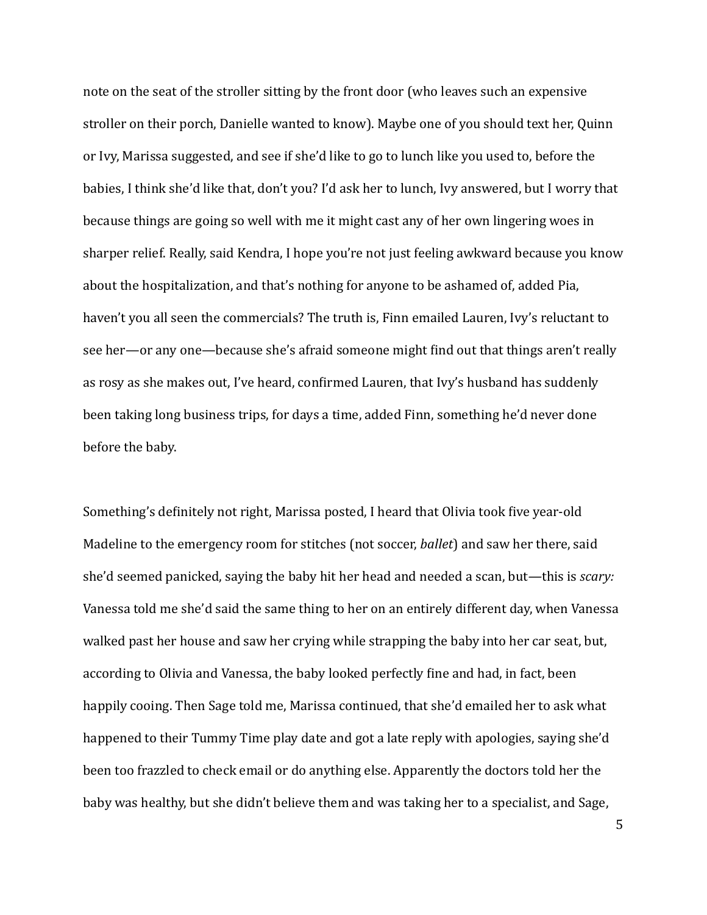note on the seat of the stroller sitting by the front door (who leaves such an expensive stroller on their porch, Danielle wanted to know). Maybe one of you should text her, Quinn or Ivy, Marissa suggested, and see if she'd like to go to lunch like you used to, before the babies, I think she'd like that, don't you? I'd ask her to lunch, Ivy answered, but I worry that because things are going so well with me it might cast any of her own lingering woes in sharper relief. Really, said Kendra, I hope you're not just feeling awkward because you know about the hospitalization, and that's nothing for anyone to be ashamed of, added Pia, haven't you all seen the commercials? The truth is, Finn emailed Lauren, Ivy's reluctant to see her—or any one—because she's afraid someone might find out that things aren't really as rosy as she makes out, I've heard, confirmed Lauren, that Ivy's husband has suddenly been taking long business trips, for days a time, added Finn, something he'd never done before the baby.

Something's definitely not right, Marissa posted, I heard that Olivia took five year-old Madeline to the emergency room for stitches (not soccer, *ballet*) and saw her there, said she'd seemed panicked, saying the baby hit her head and needed a scan, but—this is *scary:* Vanessa told me she'd said the same thing to her on an entirely different day, when Vanessa walked past her house and saw her crying while strapping the baby into her car seat, but, according to Olivia and Vanessa, the baby looked perfectly fine and had, in fact, been happily cooing. Then Sage told me, Marissa continued, that she'd emailed her to ask what happened to their Tummy Time play date and got a late reply with apologies, saying she'd been too frazzled to check email or do anything else. Apparently the doctors told her the baby was healthy, but she didn't believe them and was taking her to a specialist, and Sage,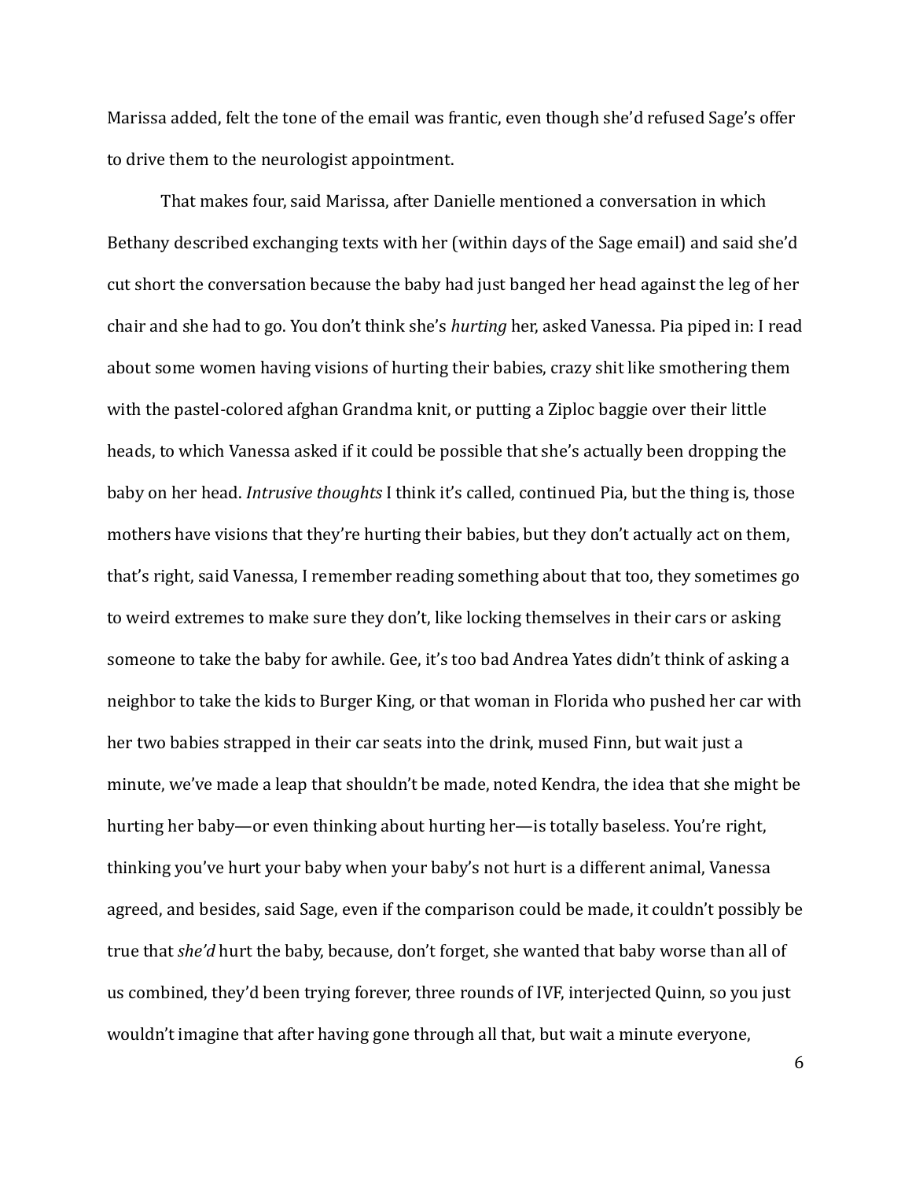Marissa added, felt the tone of the email was frantic, even though she'd refused Sage's offer to drive them to the neurologist appointment.

That makes four, said Marissa, after Danielle mentioned a conversation in which Bethany described exchanging texts with her (within days of the Sage email) and said she'd cut short the conversation because the baby had just banged her head against the leg of her chair and she had to go. You don't think she's *hurting* her, asked Vanessa. Pia piped in: I read about some women having visions of hurting their babies, crazy shit like smothering them with the pastel-colored afghan Grandma knit, or putting a Ziploc baggie over their little heads, to which Vanessa asked if it could be possible that she's actually been dropping the baby on her head. *Intrusive thoughts* I think it's called, continued Pia, but the thing is, those mothers have visions that they're hurting their babies, but they don't actually act on them, that's right, said Vanessa, I remember reading something about that too, they sometimes go to weird extremes to make sure they don't, like locking themselves in their cars or asking someone to take the baby for awhile. Gee, it's too bad Andrea Yates didn't think of asking a neighbor to take the kids to Burger King, or that woman in Florida who pushed her car with her two babies strapped in their car seats into the drink, mused Finn, but wait just a minute, we've made a leap that shouldn't be made, noted Kendra, the idea that she might be hurting her baby—or even thinking about hurting her—is totally baseless. You're right, thinking you've hurt your baby when your baby's not hurt is a different animal, Vanessa agreed, and besides, said Sage, even if the comparison could be made, it couldn't possibly be true that *she'd* hurt the baby, because, don't forget, she wanted that baby worse than all of us combined, they'd been trying forever, three rounds of IVF, interjected Quinn, so you just wouldn't imagine that after having gone through all that, but wait a minute everyone,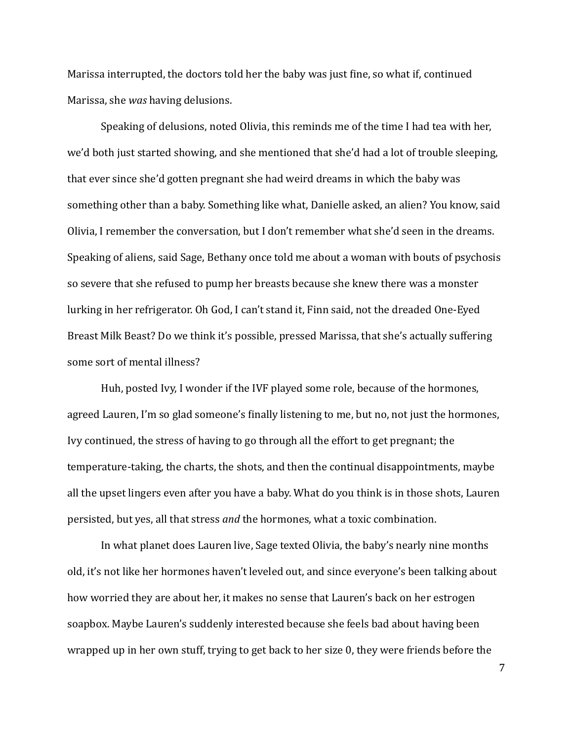Marissa interrupted, the doctors told her the baby was just fine, so what if, continued Marissa, she *was* having delusions.

Speaking of delusions, noted Olivia, this reminds me of the time I had tea with her, we'd both just started showing, and she mentioned that she'd had a lot of trouble sleeping, that ever since she'd gotten pregnant she had weird dreams in which the baby was something other than a baby. Something like what, Danielle asked, an alien? You know, said Olivia, I remember the conversation, but I don't remember what she'd seen in the dreams. Speaking of aliens, said Sage, Bethany once told me about a woman with bouts of psychosis so severe that she refused to pump her breasts because she knew there was a monster lurking in her refrigerator. Oh God, I can't stand it, Finn said, not the dreaded One-Eyed Breast Milk Beast? Do we think it's possible, pressed Marissa, that she's actually suffering some sort of mental illness?

Huh, posted Ivy, I wonder if the IVF played some role, because of the hormones, agreed Lauren, I'm so glad someone's finally listening to me, but no, not just the hormones, Ivy continued, the stress of having to go through all the effort to get pregnant; the temperature-taking, the charts, the shots, and then the continual disappointments, maybe all the upset lingers even after you have a baby. What do you think is in those shots, Lauren persisted, but yes, all that stress *and* the hormones, what a toxic combination.

In what planet does Lauren live, Sage texted Olivia, the baby's nearly nine months old, it's not like her hormones haven't leveled out, and since everyone's been talking about how worried they are about her, it makes no sense that Lauren's back on her estrogen soapbox. Maybe Lauren's suddenly interested because she feels bad about having been wrapped up in her own stuff, trying to get back to her size 0, they were friends before the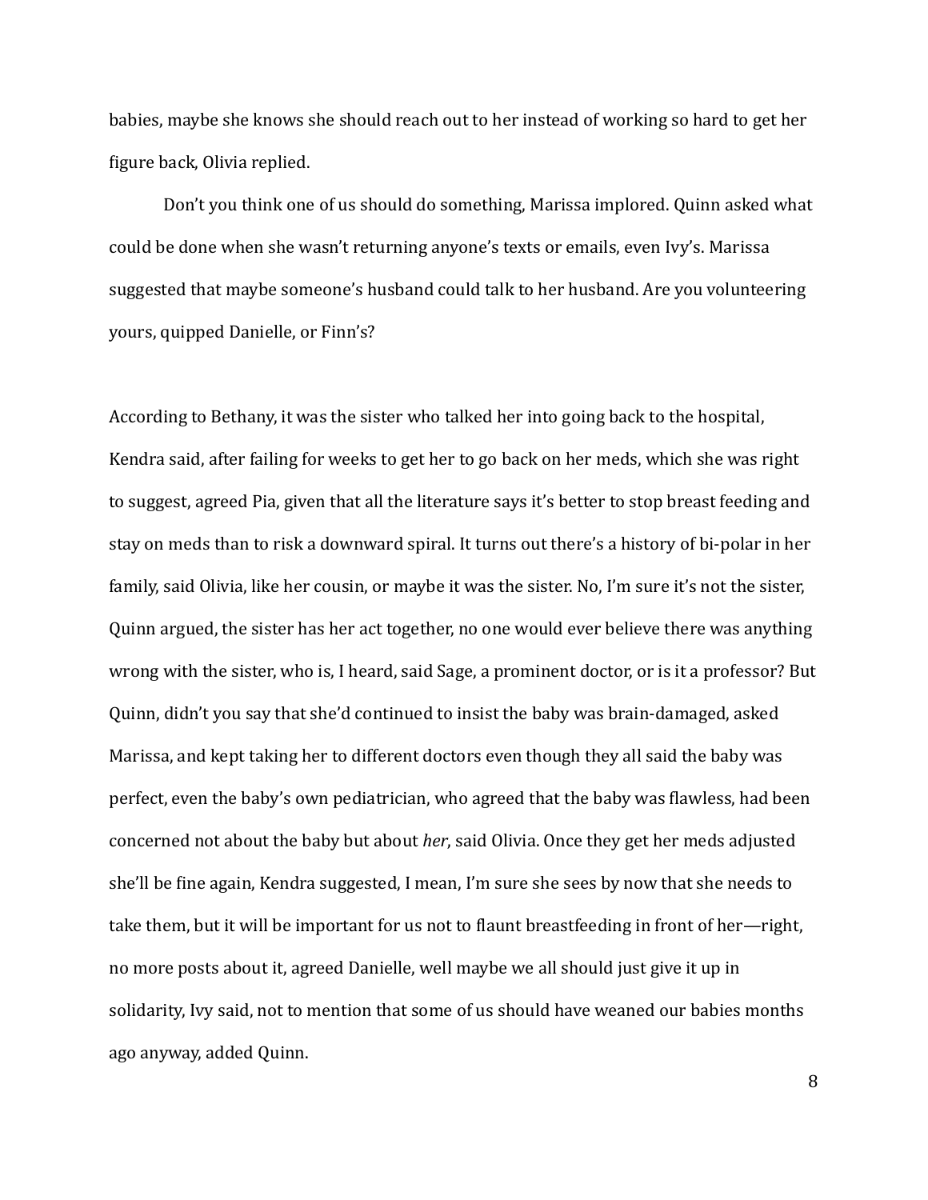babies, maybe she knows she should reach out to her instead of working so hard to get her figure back, Olivia replied.

Don't you think one of us should do something, Marissa implored. Quinn asked what could be done when she wasn't returning anyone's texts or emails, even Ivy's. Marissa suggested that maybe someone's husband could talk to her husband. Are you volunteering yours, quipped Danielle, or Finn's?

According to Bethany, it was the sister who talked her into going back to the hospital, Kendra said, after failing for weeks to get her to go back on her meds, which she was right to suggest, agreed Pia, given that all the literature says it's better to stop breast feeding and stay on meds than to risk a downward spiral. It turns out there's a history of bi-polar in her family, said Olivia, like her cousin, or maybe it was the sister. No, I'm sure it's not the sister, Quinn argued, the sister has her act together, no one would ever believe there was anything wrong with the sister, who is, I heard, said Sage, a prominent doctor, or is it a professor? But Quinn, didn't you say that she'd continued to insist the baby was brain-damaged, asked Marissa, and kept taking her to different doctors even though they all said the baby was perfect, even the baby's own pediatrician, who agreed that the baby was flawless, had been concerned not about the baby but about *her*, said Olivia. Once they get her meds adjusted she'll be fine again, Kendra suggested, I mean, I'm sure she sees by now that she needs to take them, but it will be important for us not to flaunt breastfeeding in front of her—right, no more posts about it, agreed Danielle, well maybe we all should just give it up in solidarity, Ivy said, not to mention that some of us should have weaned our babies months ago anyway, added Quinn.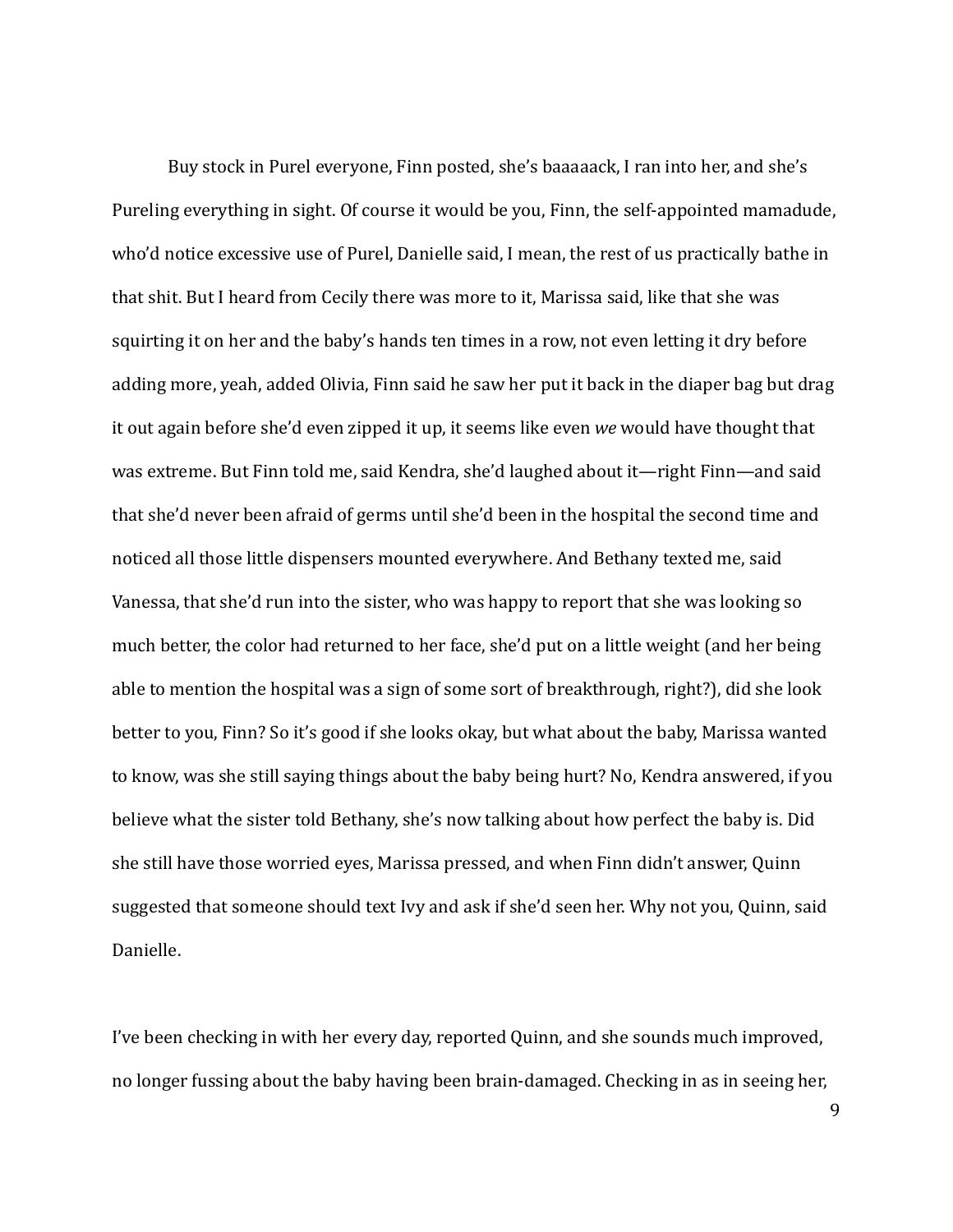Buy stock in Purel everyone, Finn posted, she's baaaaack, I ran into her, and she's Pureling everything in sight. Of course it would be you, Finn, the self-appointed mamadude, who'd notice excessive use of Purel, Danielle said, I mean, the rest of us practically bathe in that shit. But I heard from Cecily there was more to it, Marissa said, like that she was squirting it on her and the baby's hands ten times in a row, not even letting it dry before adding more, yeah, added Olivia, Finn said he saw her put it back in the diaper bag but drag it out again before she'd even zipped it up, it seems like even *we* would have thought that was extreme. But Finn told me, said Kendra, she'd laughed about it—right Finn—and said that she'd never been afraid of germs until she'd been in the hospital the second time and noticed all those little dispensers mounted everywhere. And Bethany texted me, said Vanessa, that she'd run into the sister, who was happy to report that she was looking so much better, the color had returned to her face, she'd put on a little weight (and her being able to mention the hospital was a sign of some sort of breakthrough, right?), did she look better to you, Finn? So it's good if she looks okay, but what about the baby, Marissa wanted to know, was she still saying things about the baby being hurt? No, Kendra answered, if you believe what the sister told Bethany, she's now talking about how perfect the baby is. Did she still have those worried eyes, Marissa pressed, and when Finn didn't answer, Quinn suggested that someone should text Ivy and ask if she'd seen her. Why not you, Quinn, said Danielle.

I've been checking in with her every day, reported Quinn, and she sounds much improved, no longer fussing about the baby having been brain-damaged. Checking in as in seeing her,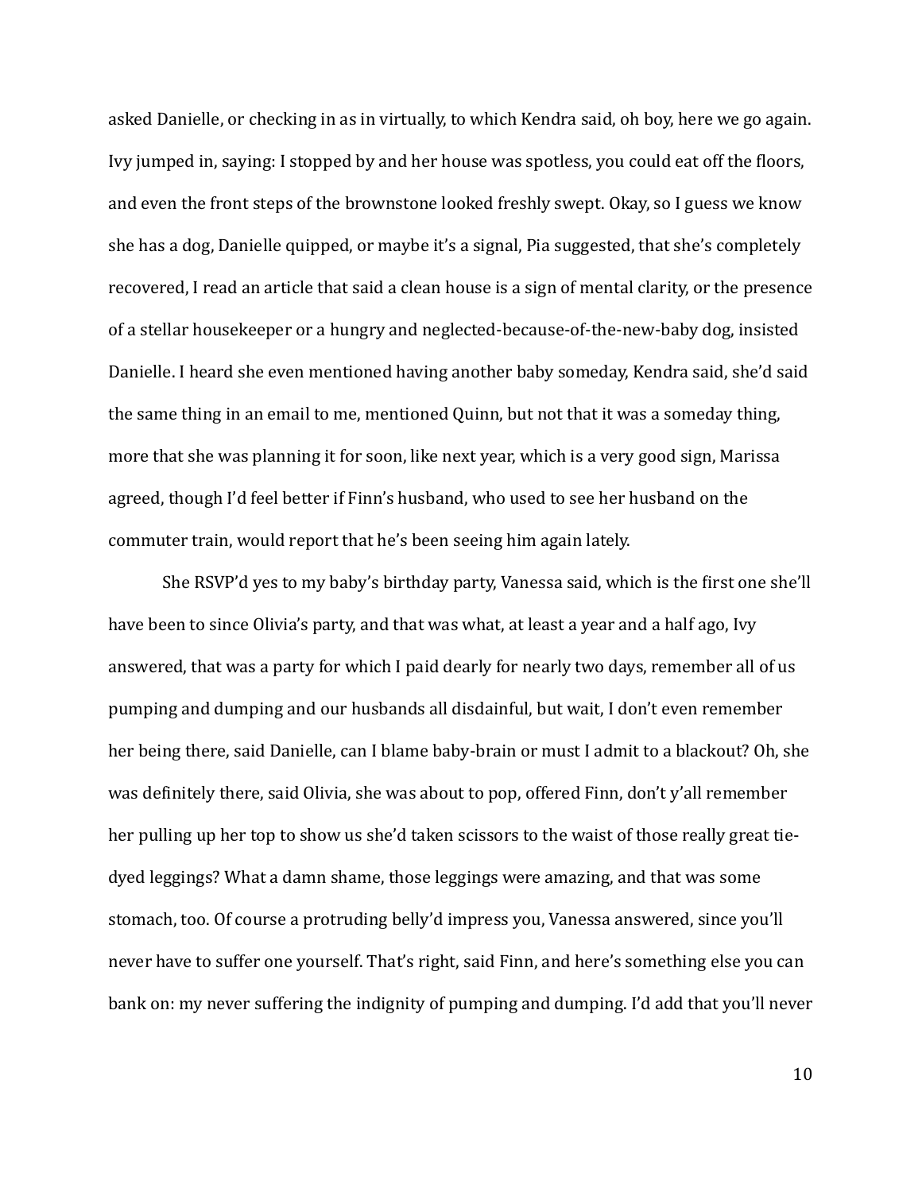asked Danielle, or checking in as in virtually, to which Kendra said, oh boy, here we go again. Ivy jumped in, saying: I stopped by and her house was spotless, you could eat off the floors, and even the front steps of the brownstone looked freshly swept. Okay, so I guess we know she has a dog, Danielle quipped, or maybe it's a signal, Pia suggested, that she's completely recovered, I read an article that said a clean house is a sign of mental clarity, or the presence of a stellar housekeeper or a hungry and neglected-because-of-the-new-baby dog, insisted Danielle. I heard she even mentioned having another baby someday, Kendra said, she'd said the same thing in an email to me, mentioned Quinn, but not that it was a someday thing, more that she was planning it for soon, like next year, which is a very good sign, Marissa agreed, though I'd feel better if Finn's husband, who used to see her husband on the commuter train, would report that he's been seeing him again lately.

She RSVP'd yes to my baby's birthday party, Vanessa said, which is the first one she'll have been to since Olivia's party, and that was what, at least a year and a half ago, Ivy answered, that was a party for which I paid dearly for nearly two days, remember all of us pumping and dumping and our husbands all disdainful, but wait, I don't even remember her being there, said Danielle, can I blame baby-brain or must I admit to a blackout? Oh, she was definitely there, said Olivia, she was about to pop, offered Finn, don't y'all remember her pulling up her top to show us she'd taken scissors to the waist of those really great tie-dyed leggings? What a damn shame, those leggings were amazing, and that was some stomach, too. Of course a protruding belly'd impress you, Vanessa answered, since you'll never have to suffer one yourself. That's right, said Finn, and here's something else you can bank on: my never suffering the indignity of pumping and dumping. I'd add that you'll never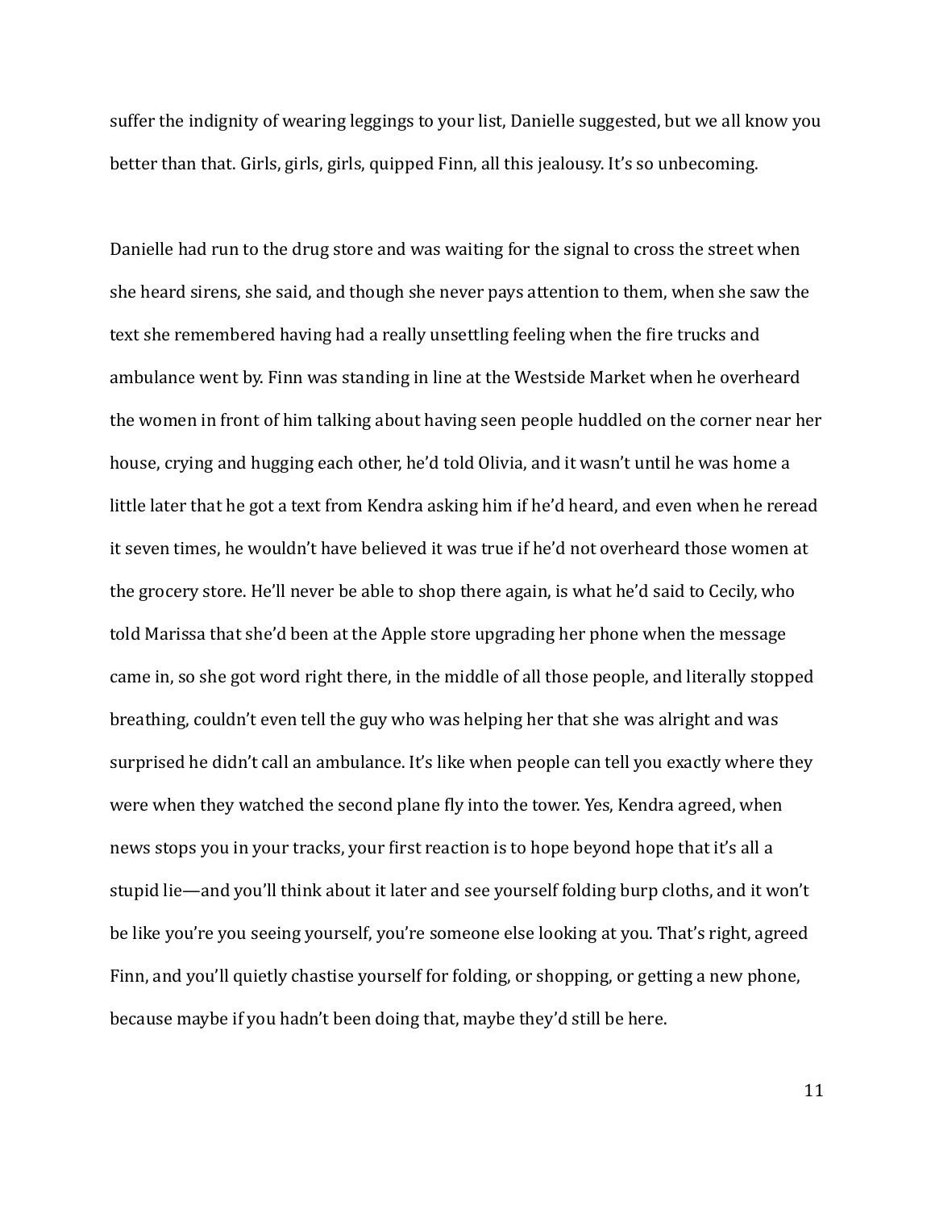suffer the indignity of wearing leggings to your list, Danielle suggested, but we all know you better than that. Girls, girls, girls, quipped Finn, all this jealousy. It's so unbecoming.

Danielle had run to the drug store and was waiting for the signal to cross the street when she heard sirens, she said, and though she never pays attention to them, when she saw the text she remembered having had a really unsettling feeling when the fire trucks and ambulance went by. Finn was standing in line at the Westside Market when he overheard the women in front of him talking about having seen people huddled on the corner near her house, crying and hugging each other, he'd told Olivia, and it wasn't until he was home a little later that he got a text from Kendra asking him if he'd heard, and even when he reread it seven times, he wouldn't have believed it was true if he'd not overheard those women at the grocery store. He'll never be able to shop there again, is what he'd said to Cecily, who told Marissa that she'd been at the Apple store upgrading her phone when the message came in, so she got word right there, in the middle of all those people, and literally stopped breathing, couldn't even tell the guy who was helping her that she was alright and was surprised he didn't call an ambulance. It's like when people can tell you exactly where they were when they watched the second plane fly into the tower. Yes, Kendra agreed, when news stops you in your tracks, your first reaction is to hope beyond hope that it's all a stupid lie—and you'll think about it later and see yourself folding burp cloths, and it won't be like you're you seeing yourself, you're someone else looking at you. That's right, agreed Finn, and you'll quietly chastise yourself for folding, or shopping, or getting a new phone, because maybe if you hadn't been doing that, maybe they'd still be here.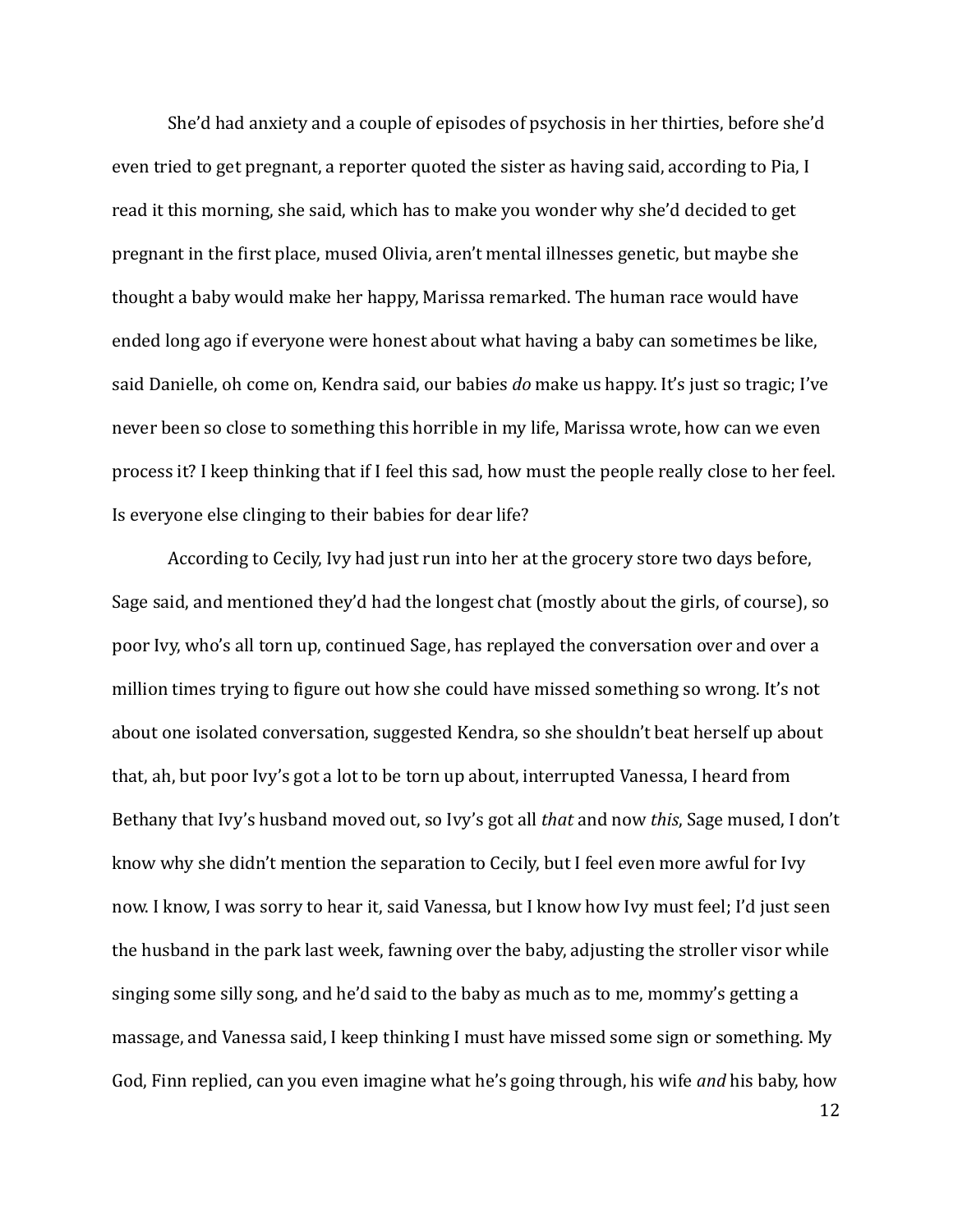She'd had anxiety and a couple of episodes of psychosis in her thirties, before she'd even tried to get pregnant, a reporter quoted the sister as having said, according to Pia, I read it this morning, she said, which has to make you wonder why she'd decided to get pregnant in the first place, mused Olivia, aren't mental illnesses genetic, but maybe she thought a baby would make her happy, Marissa remarked. The human race would have ended long ago if everyone were honest about what having a baby can sometimes be like, said Danielle, oh come on, Kendra said, our babies *do* make us happy. It's just so tragic; I've never been so close to something this horrible in my life, Marissa wrote, how can we even process it? I keep thinking that if I feel this sad, how must the people really close to her feel. Is everyone else clinging to their babies for dear life?

According to Cecily, Ivy had just run into her at the grocery store two days before, Sage said, and mentioned they'd had the longest chat (mostly about the girls, of course), so poor Ivy, who's all torn up, continued Sage, has replayed the conversation over and over a million times trying to figure out how she could have missed something so wrong. It's not about one isolated conversation, suggested Kendra, so she shouldn't beat herself up about that, ah, but poor Ivy's got a lot to be torn up about, interrupted Vanessa, I heard from Bethany that Ivy's husband moved out, so Ivy's got all *that* and now *this*, Sage mused, I don't know why she didn't mention the separation to Cecily, but I feel even more awful for Ivy now. I know, I was sorry to hear it, said Vanessa, but I know how Ivy must feel; I'd just seen the husband in the park last week, fawning over the baby, adjusting the stroller visor while singing some silly song, and he'd said to the baby as much as to me, mommy's getting a massage, and Vanessa said, I keep thinking I must have missed some sign or something. My God, Finn replied, can you even imagine what he's going through, his wife *and* his baby, how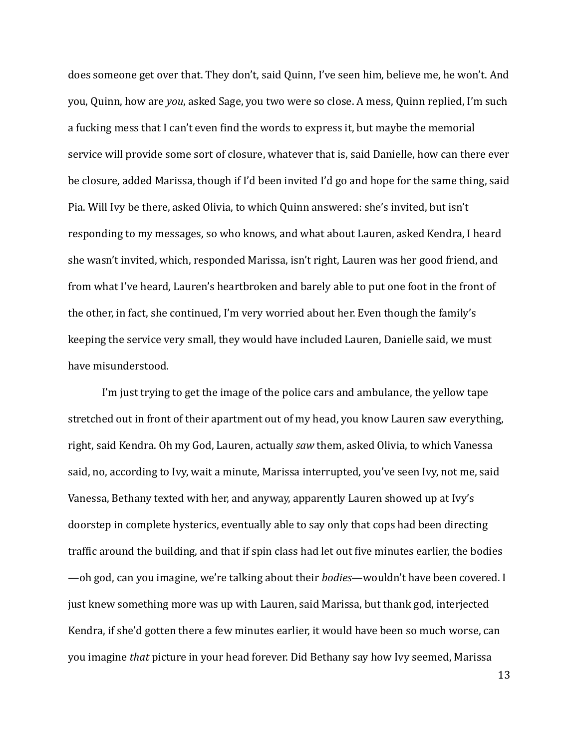does someone get over that. They don't, said Quinn, I've seen him, believe me, he won't. And you, Quinn, how are *you*, asked Sage, you two were so close. A mess, Quinn replied, I'm such a fucking mess that I can't even find the words to express it, but maybe the memorial service will provide some sort of closure, whatever that is, said Danielle, how can there ever be closure, added Marissa, though if I'd been invited I'd go and hope for the same thing, said Pia. Will Ivy be there, asked Olivia, to which Quinn answered: she's invited, but isn't responding to my messages, so who knows, and what about Lauren, asked Kendra, I heard she wasn't invited, which, responded Marissa, isn't right, Lauren was her good friend, and from what I've heard, Lauren's heartbroken and barely able to put one foot in the front of the other, in fact, she continued, I'm very worried about her. Even though the family's keeping the service very small, they would have included Lauren, Danielle said, we must have misunderstood.

I'm just trying to get the image of the police cars and ambulance, the yellow tape stretched out in front of their apartment out of my head, you know Lauren saw everything, right, said Kendra. Oh my God, Lauren, actually *saw* them, asked Olivia, to which Vanessa said, no, according to Ivy, wait a minute, Marissa interrupted, you've seen Ivy, not me, said Vanessa, Bethany texted with her, and anyway, apparently Lauren showed up at Ivy's doorstep in complete hysterics, eventually able to say only that cops had been directing traffic around the building, and that if spin class had let out five minutes earlier, the bodies —oh god, can you imagine, we're talking about their *bodies*—wouldn't have been covered. I just knew something more was up with Lauren, said Marissa, but thank god, interjected Kendra, if she'd gotten there a few minutes earlier, it would have been so much worse, can you imagine *that* picture in your head forever. Did Bethany say how Ivy seemed, Marissa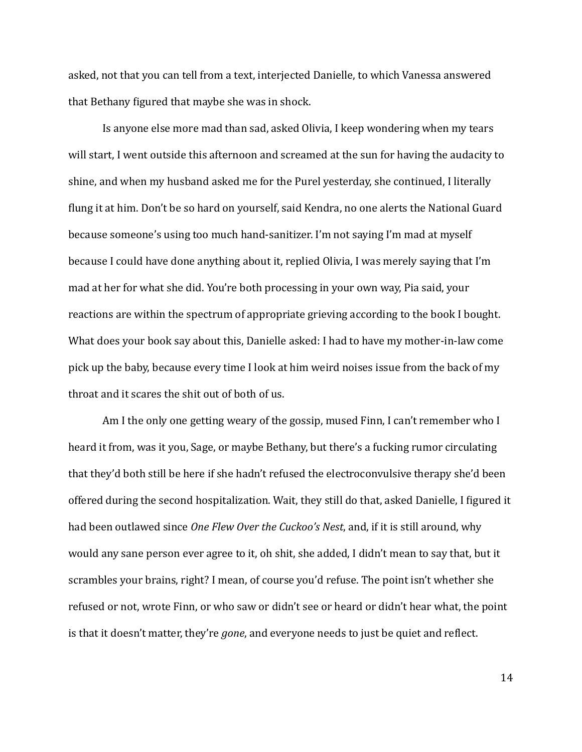asked, not that you can tell from a text, interjected Danielle, to which Vanessa answered that Bethany figured that maybe she was in shock.

Is anyone else more mad than sad, asked Olivia, I keep wondering when my tears will start, I went outside this afternoon and screamed at the sun for having the audacity to shine, and when my husband asked me for the Purel yesterday, she continued, I literally flung it at him. Don't be so hard on yourself, said Kendra, no one alerts the National Guard because someone's using too much hand-sanitizer. I'm not saying I'm mad at myself because I could have done anything about it, replied Olivia, I was merely saying that I'm mad at her for what she did. You're both processing in your own way, Pia said, your reactions are within the spectrum of appropriate grieving according to the book I bought. What does your book say about this, Danielle asked: I had to have my mother-in-law come pick up the baby, because every time I look at him weird noises issue from the back of my throat and it scares the shit out of both of us.

Am I the only one getting weary of the gossip, mused Finn, I can't remember who I heard it from, was it you, Sage, or maybe Bethany, but there's a fucking rumor circulating that they'd both still be here if she hadn't refused the electroconvulsive therapy she'd been offered during the second hospitalization. Wait, they still do that, asked Danielle, I figured it had been outlawed since *One Flew Over the Cuckoo's Nest*, and, if it is still around, why would any sane person ever agree to it, oh shit, she added, I didn't mean to say that, but it scrambles your brains, right? I mean, of course you'd refuse. The point isn't whether she refused or not, wrote Finn, or who saw or didn't see or heard or didn't hear what, the point is that it doesn't matter, they're *gone*, and everyone needs to just be quiet and reflect.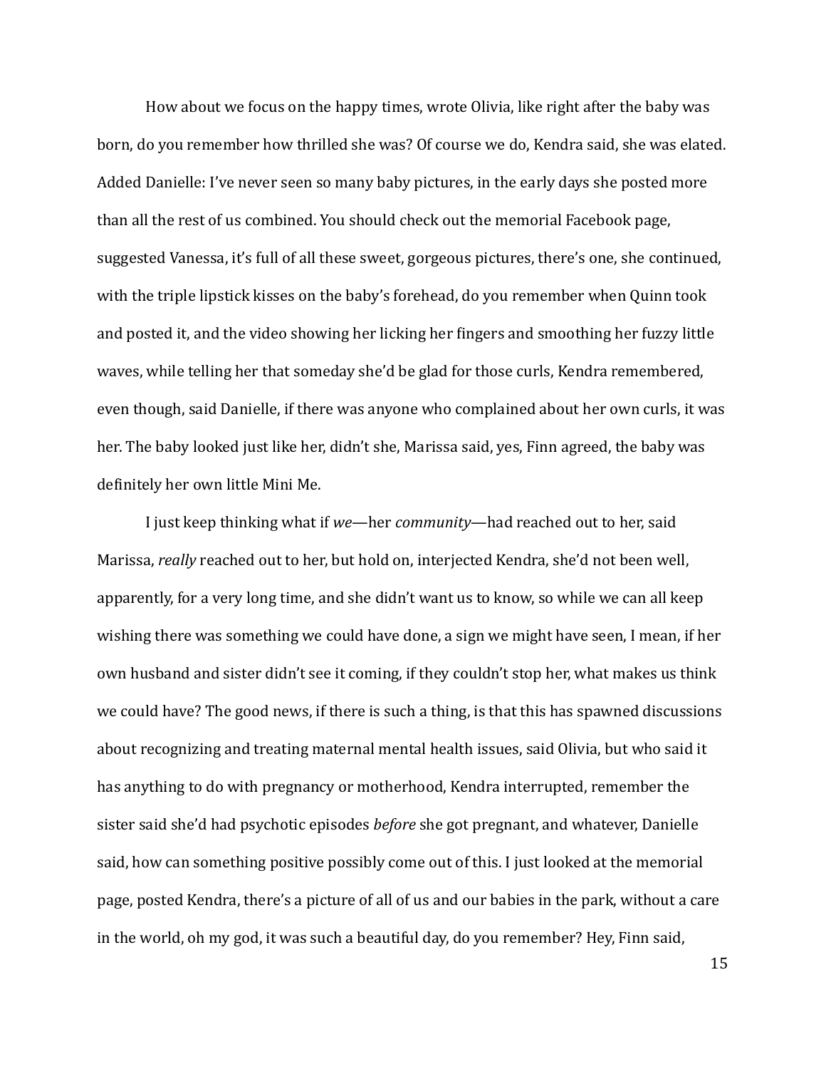How about we focus on the happy times, wrote Olivia, like right after the baby was born, do you remember how thrilled she was? Of course we do, Kendra said, she was elated. Added Danielle: I've never seen so many baby pictures, in the early days she posted more than all the rest of us combined. You should check out the memorial Facebook page, suggested Vanessa, it's full of all these sweet, gorgeous pictures, there's one, she continued, with the triple lipstick kisses on the baby's forehead, do you remember when Quinn took and posted it, and the video showing her licking her fingers and smoothing her fuzzy little waves, while telling her that someday she'd be glad for those curls, Kendra remembered, even though, said Danielle, if there was anyone who complained about her own curls, it was her. The baby looked just like her, didn't she, Marissa said, yes, Finn agreed, the baby was definitely her own little Mini Me.

I just keep thinking what if *we*—her *community*—had reached out to her, said Marissa, *really* reached out to her, but hold on, interjected Kendra, she'd not been well, apparently, for a very long time, and she didn't want us to know, so while we can all keep wishing there was something we could have done, a sign we might have seen, I mean, if her own husband and sister didn't see it coming, if they couldn't stop her, what makes us think we could have? The good news, if there is such a thing, is that this has spawned discussions about recognizing and treating maternal mental health issues, said Olivia, but who said it has anything to do with pregnancy or motherhood, Kendra interrupted, remember the sister said she'd had psychotic episodes *before* she got pregnant, and whatever, Danielle said, how can something positive possibly come out of this. I just looked at the memorial page, posted Kendra, there's a picture of all of us and our babies in the park, without a care in the world, oh my god, it was such a beautiful day, do you remember? Hey, Finn said,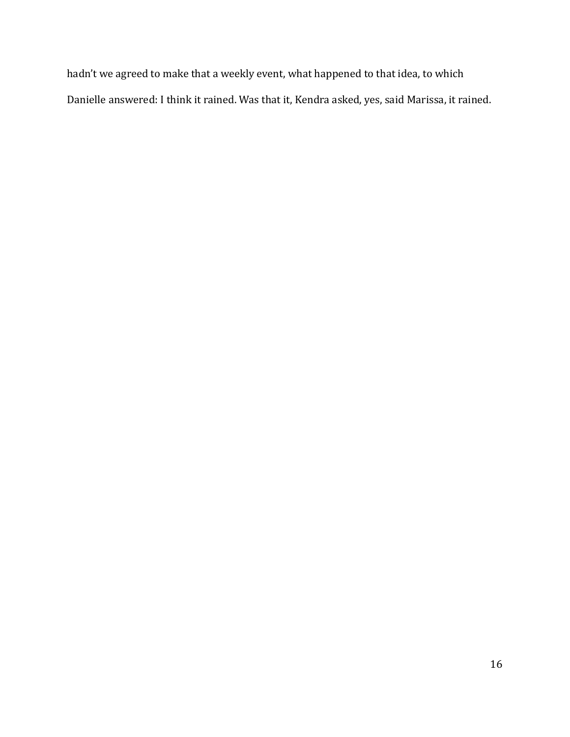hadn't we agreed to make that a weekly event, what happened to that idea, to which Danielle answered: I think it rained. Was that it, Kendra asked, yes, said Marissa, it rained.